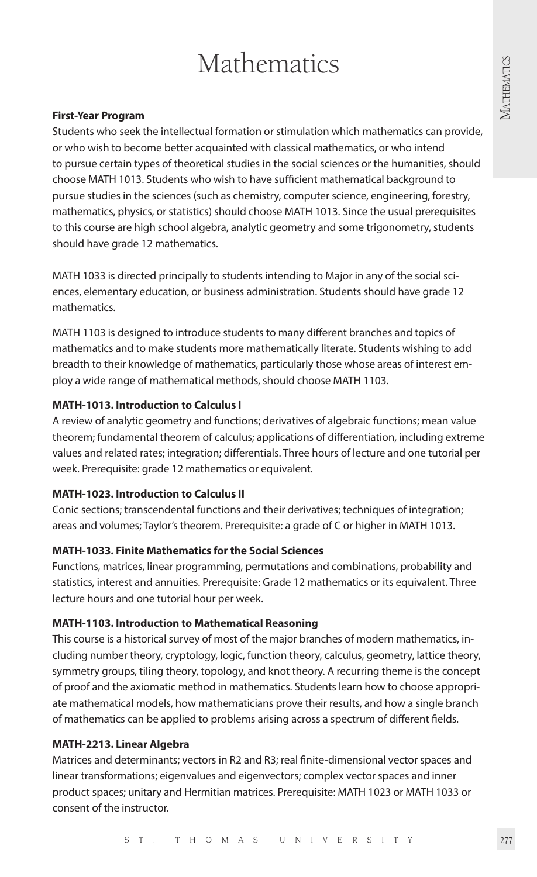# Mathematics

**First-Year Program**

Students who seek the intellectual formation or stimulation which mathematics can provide, or who wish to become better acquainted with classical mathematics, or who intend to pursue certain types of theoretical studies in the social sciences or the humanities, should choose MATH 1013. Students who wish to have sufficient mathematical background to pursue studies in the sciences (such as chemistry, computer science, engineering, forestry, mathematics, physics, or statistics) should choose MATH 1013. Since the usual prerequisites to this course are high school algebra, analytic geometry and some trigonometry, students should have grade 12 mathematics.

MATH 1033 is directed principally to students intending to Major in any of the social sciences, elementary education, or business administration. Students should have grade 12 mathematics.

MATH 1103 is designed to introduce students to many different branches and topics of mathematics and to make students more mathematically literate. Students wishing to add breadth to their knowledge of mathematics, particularly those whose areas of interest employ a wide range of mathematical methods, should choose MATH 1103.

**MATH-1013. Introduction to Calculus I**

A review of analytic geometry and functions; derivatives of algebraic functions; mean value theorem; fundamental theorem of calculus; applications of differentiation, including extreme values and related rates; integration; differentials. Three hours of lecture and one tutorial per week. Prerequisite: grade 12 mathematics or equivalent.

**MATH-1023. Introduction to Calculus II**

Conic sections; transcendental functions and their derivatives; techniques of integration; areas and volumes; Taylor's theorem. Prerequisite: a grade of C or higher in MATH 1013.

**MATH-1033. Finite Mathematics for the Social Sciences**

Functions, matrices, linear programming, permutations and combinations, probability and statistics, interest and annuities. Prerequisite: Grade 12 mathematics or its equivalent. Three lecture hours and one tutorial hour per week.

**MATH-1103. Introduction to Mathematical Reasoning**

This course is a historical survey of most of the major branches of modern mathematics, including number theory, cryptology, logic, function theory, calculus, geometry, lattice theory, symmetry groups, tiling theory, topology, and knot theory. A recurring theme is the concept of proof and the axiomatic method in mathematics. Students learn how to choose appropriate mathematical models, how mathematicians prove their results, and how a single branch of mathematics can be applied to problems arising across a spectrum of different fields.

**MATH-2213. Linear Algebra**

Matrices and determinants; vectors in R2 and R3; real finite-dimensional vector spaces and linear transformations; eigenvalues and eigenvectors; complex vector spaces and inner product spaces; unitary and Hermitian matrices. Prerequisite: MATH 1023 or MATH 1033 or consent of the instructor.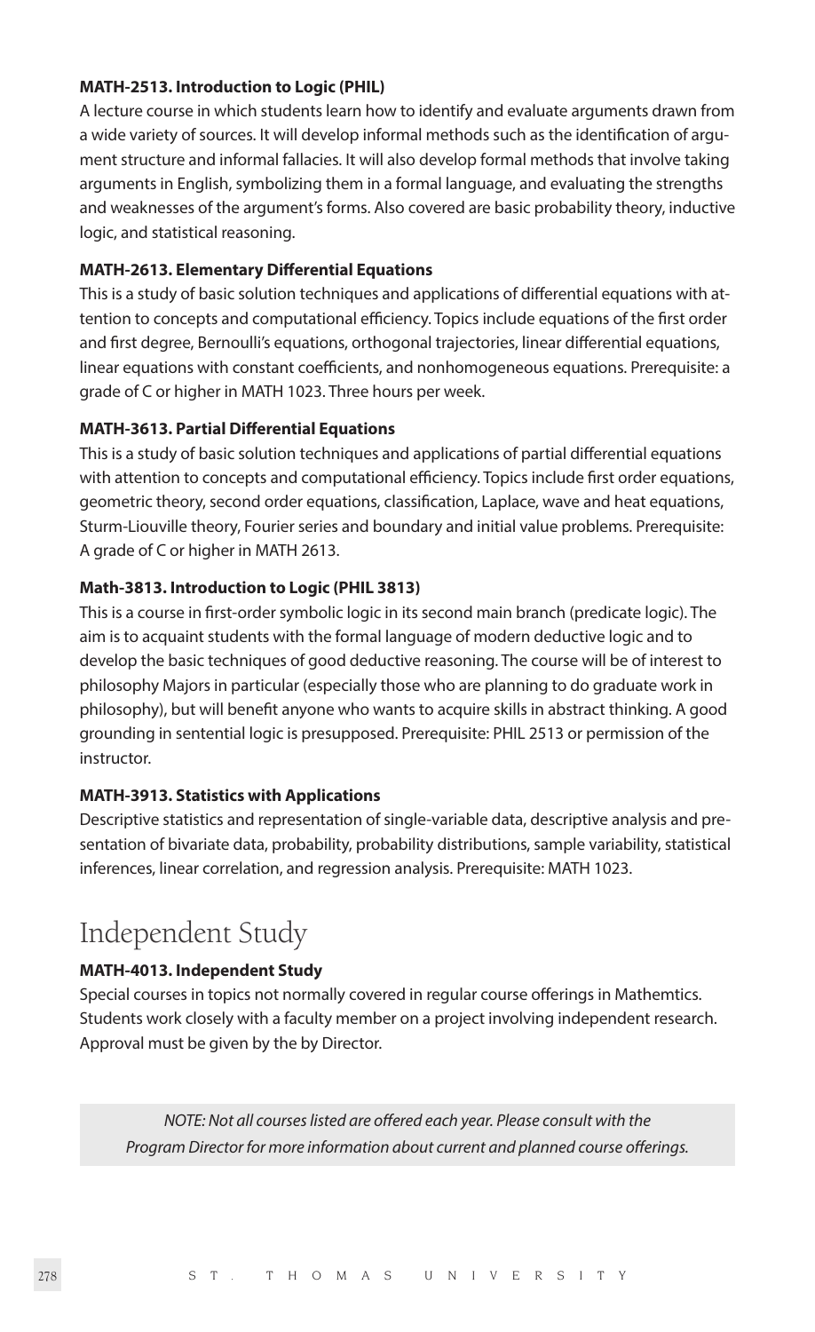**MATH-2513. Introduction to Logic (PHIL)**

A lecture course in which students learn how to identify and evaluate arguments drawn from a wide variety of sources. It will develop informal methods such as the identification of argument structure and informal fallacies. It will also develop formal methods that involve taking arguments in English, symbolizing them in a formal language, and evaluating the strengths and weaknesses of the argument's forms. Also covered are basic probability theory, inductive logic, and statistical reasoning.

**MATH-2613. Elementary Differential Equations**

This is a study of basic solution techniques and applications of differential equations with attention to concepts and computational efficiency. Topics include equations of the first order and first degree, Bernoulli's equations, orthogonal trajectories, linear differential equations, linear equations with constant coefficients, and nonhomogeneous equations. Prerequisite: a grade of C or higher in MATH 1023. Three hours per week.

**MATH-3613. Partial Differential Equations**

This is a study of basic solution techniques and applications of partial differential equations with attention to concepts and computational efficiency. Topics include first order equations, geometric theory, second order equations, classification, Laplace, wave and heat equations, Sturm-Liouville theory, Fourier series and boundary and initial value problems. Prerequisite: A grade of C or higher in MATH 2613.

**Math-3813. Introduction to Logic (PHIL 3813)**

This is a course in first-order symbolic logic in its second main branch (predicate logic). The aim is to acquaint students with the formal language of modern deductive logic and to develop the basic techniques of good deductive reasoning. The course will be of interest to philosophy Majors in particular (especially those who are planning to do graduate work in philosophy), but will benefit anyone who wants to acquire skills in abstract thinking. A good grounding in sentential logic is presupposed. Prerequisite: PHIL 2513 or permission of the instructor.

**MATH-3913. Statistics with Applications**

Descriptive statistics and representation of single-variable data, descriptive analysis and presentation of bivariate data, probability, probability distributions, sample variability, statistical inferences, linear correlation, and regression analysis. Prerequisite: MATH 1023.

## Independent Study

**MATH-4013. Independent Study**

Special courses in topics not normally covered in regular course offerings in Mathemtics. Students work closely with a faculty member on a project involving independent research. Approval must be given by the by Director.

*NOTE: Not all courses listed are offered each year. Please consult with the Program Director for more information about current and planned course offerings.*